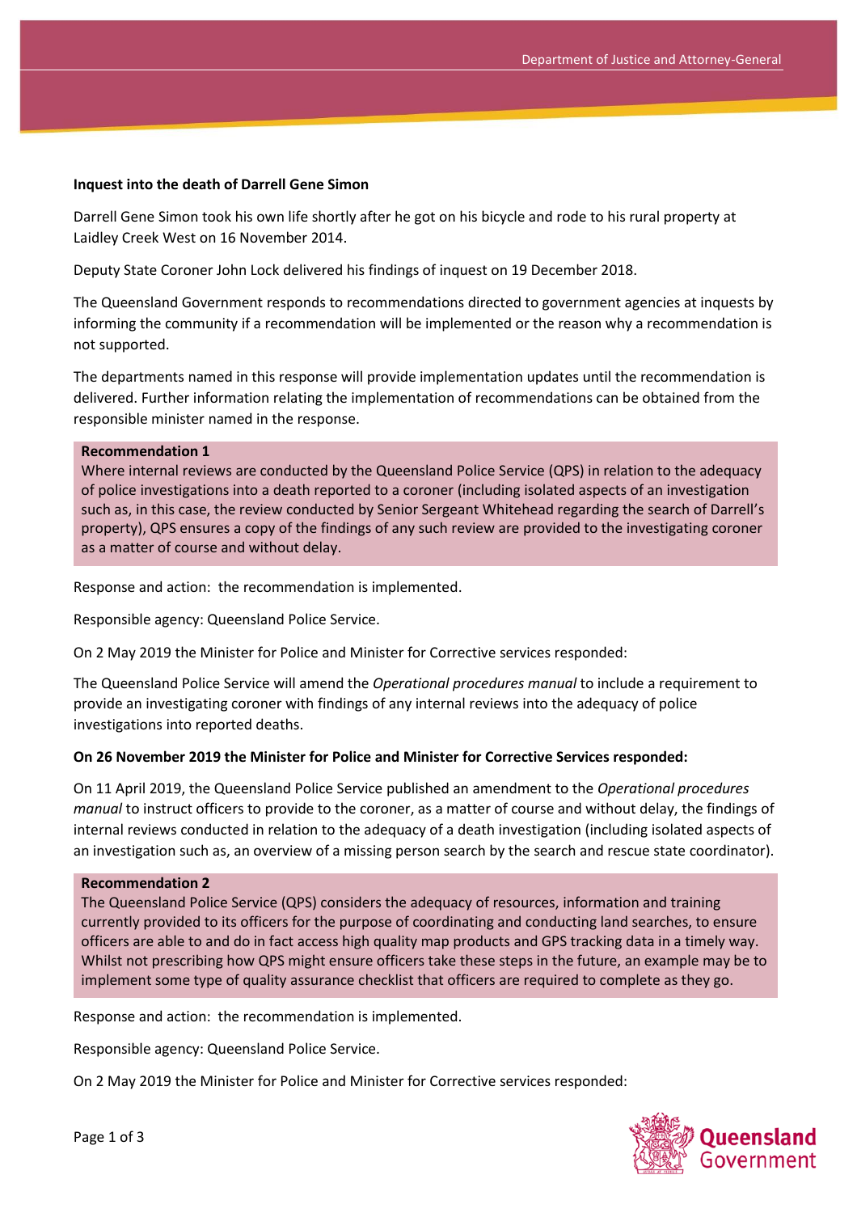**Inquest into the death of Darrell Gene Simon**

Darrell Gene Simon took his own life shortly after he got on his bicycle and rode to his rural property at Laidley Creek West on 16 November 2014.

Deputy State Coroner John Lock delivered his findings of inquest on 19 December 2018.

The Queensland Government responds to recommendations directed to government agencies at inquests by informing the community if a recommendation will be implemented or the reason why a recommendation is not supported.

The departments named in this response will provide implementation updates until the recommendation is delivered. Further information relating the implementation of recommendations can be obtained from the responsible minister named in the response.

**Recommendation 1**

Where internal reviews are conducted by the Queensland Police Service (QPS) in relation to the adequacy of police investigations into a death reported to a coroner (including isolated aspects of an investigation such as, in this case, the review conducted by Senior Sergeant Whitehead regarding the search of Darrell's property), QPS ensures a copy of the findings of any such review are provided to the investigating coroner as a matter of course and without delay.

Response and action: the recommendation is implemented.

Responsible agency: Queensland Police Service.

On 2 May 2019 the Minister for Police and Minister for Corrective services responded:

The Queensland Police Service will amend the *Operational procedures manual* to include a requirement to provide an investigating coroner with findings of any internal reviews into the adequacy of police investigations into reported deaths.

**On 26 November 2019 the Minister for Police and Minister for Corrective Services responded:**

On 11 April 2019, the Queensland Police Service published an amendment to the *Operational procedures manual* to instruct officers to provide to the coroner, as a matter of course and without delay, the findings of internal reviews conducted in relation to the adequacy of a death investigation (including isolated aspects of an investigation such as, an overview of a missing person search by the search and rescue state coordinator).

**Recommendation 2**

The Queensland Police Service (QPS) considers the adequacy of resources, information and training currently provided to its officers for the purpose of coordinating and conducting land searches, to ensure officers are able to and do in fact access high quality map products and GPS tracking data in a timely way. Whilst not prescribing how QPS might ensure officers take these steps in the future, an example may be to implement some type of quality assurance checklist that officers are required to complete as they go.

Response and action: the recommendation is implemented.

Responsible agency: Queensland Police Service.

On 2 May 2019 the Minister for Police and Minister for Corrective services responded: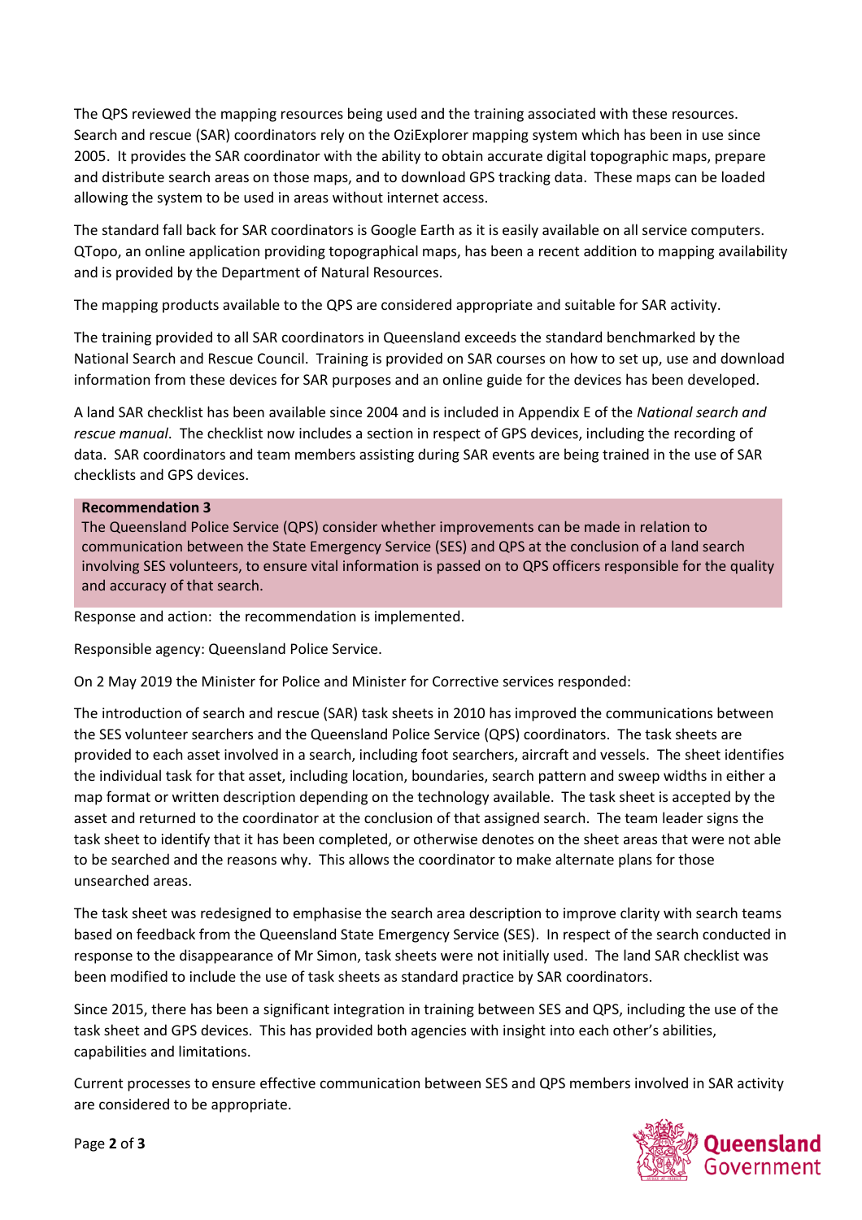The QPS reviewed the mapping resources being used and the training associated with these resources. Search and rescue (SAR) coordinators rely on the OziExplorer mapping system which has been in use since 2005. It provides the SAR coordinator with the ability to obtain accurate digital topographic maps, prepare and distribute search areas on those maps, and to download GPS tracking data. These maps can be loaded allowing the system to be used in areas without internet access.

The standard fall back for SAR coordinators is Google Earth as it is easily available on all service computers. QTopo, an online application providing topographical maps, has been a recent addition to mapping availability and is provided by the Department of Natural Resources.

The mapping products available to the QPS are considered appropriate and suitable for SAR activity.

The training provided to all SAR coordinators in Queensland exceeds the standard benchmarked by the National Search and Rescue Council. Training is provided on SAR courses on how to set up, use and download information from these devices for SAR purposes and an online guide for the devices has been developed.

A land SAR checklist has been available since 2004 and is included in Appendix E of the *National search and rescue manual*. The checklist now includes a section in respect of GPS devices, including the recording of data. SAR coordinators and team members assisting during SAR events are being trained in the use of SAR checklists and GPS devices.

**Recommendation 3**
The Queensland Police Service (QPS) consider whether improvements can be made in relation to communication between the State Emergency Service (SES) and QPS at the conclusion of a land search involving SES volunteers, to ensure vital information is passed on to QPS officers responsible for the quality and accuracy of that search.

Response and action: the recommendation is implemented.

Responsible agency: Queensland Police Service.

On 2 May 2019 the Minister for Police and Minister for Corrective services responded:

The introduction of search and rescue (SAR) task sheets in 2010 has improved the communications between the SES volunteer searchers and the Queensland Police Service (QPS) coordinators. The task sheets are provided to each asset involved in a search, including foot searchers, aircraft and vessels. The sheet identifies the individual task for that asset, including location, boundaries, search pattern and sweep widths in either a map format or written description depending on the technology available. The task sheet is accepted by the asset and returned to the coordinator at the conclusion of that assigned search. The team leader signs the task sheet to identify that it has been completed, or otherwise denotes on the sheet areas that were not able to be searched and the reasons why. This allows the coordinator to make alternate plans for those unsearched areas.

The task sheet was redesigned to emphasise the search area description to improve clarity with search teams based on feedback from the Queensland State Emergency Service (SES). In respect of the search conducted in response to the disappearance of Mr Simon, task sheets were not initially used. The land SAR checklist was been modified to include the use of task sheets as standard practice by SAR coordinators.

Since 2015, there has been a significant integration in training between SES and QPS, including the use of the task sheet and GPS devices. This has provided both agencies with insight into each other's abilities, capabilities and limitations.

Current processes to ensure effective communication between SES and QPS members involved in SAR activity are considered to be appropriate.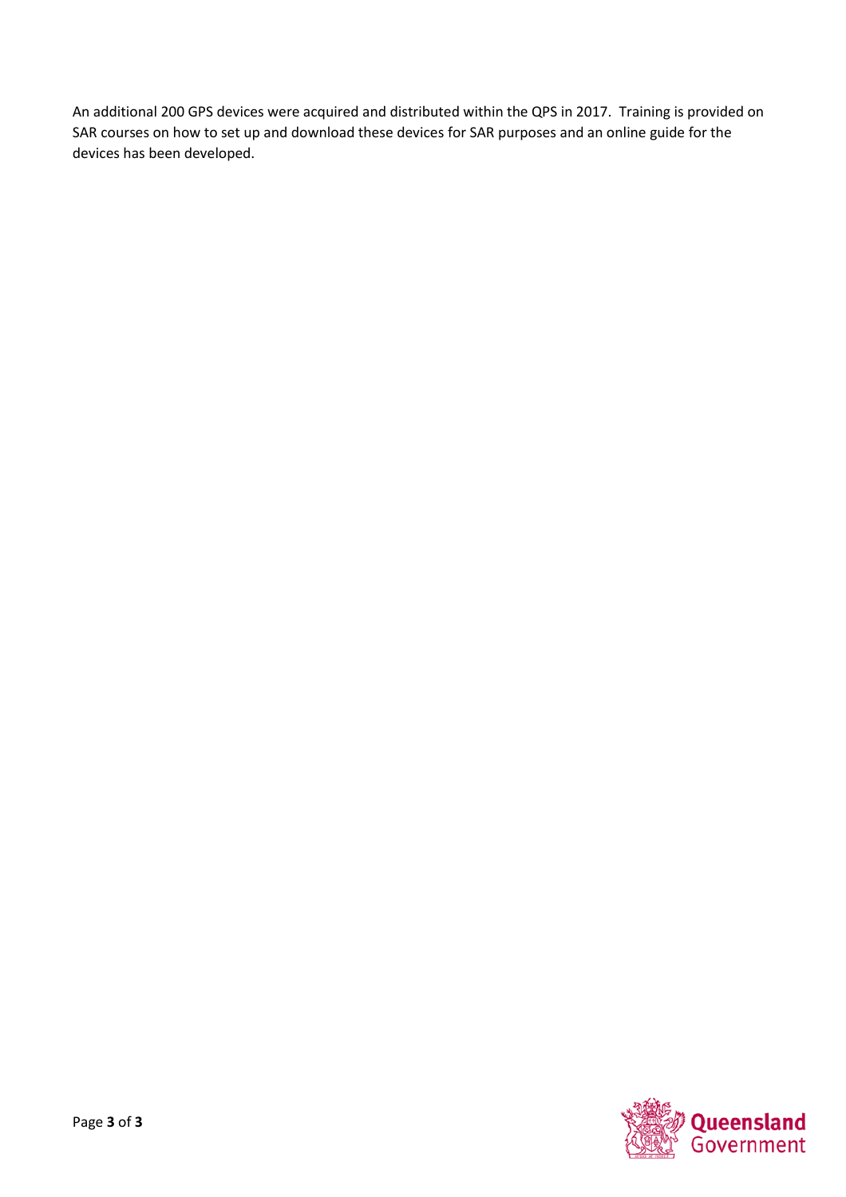An additional 200 GPS devices were acquired and distributed within the QPS in 2017. Training is provided on SAR courses on how to set up and download these devices for SAR purposes and an online guide for the devices has been developed.